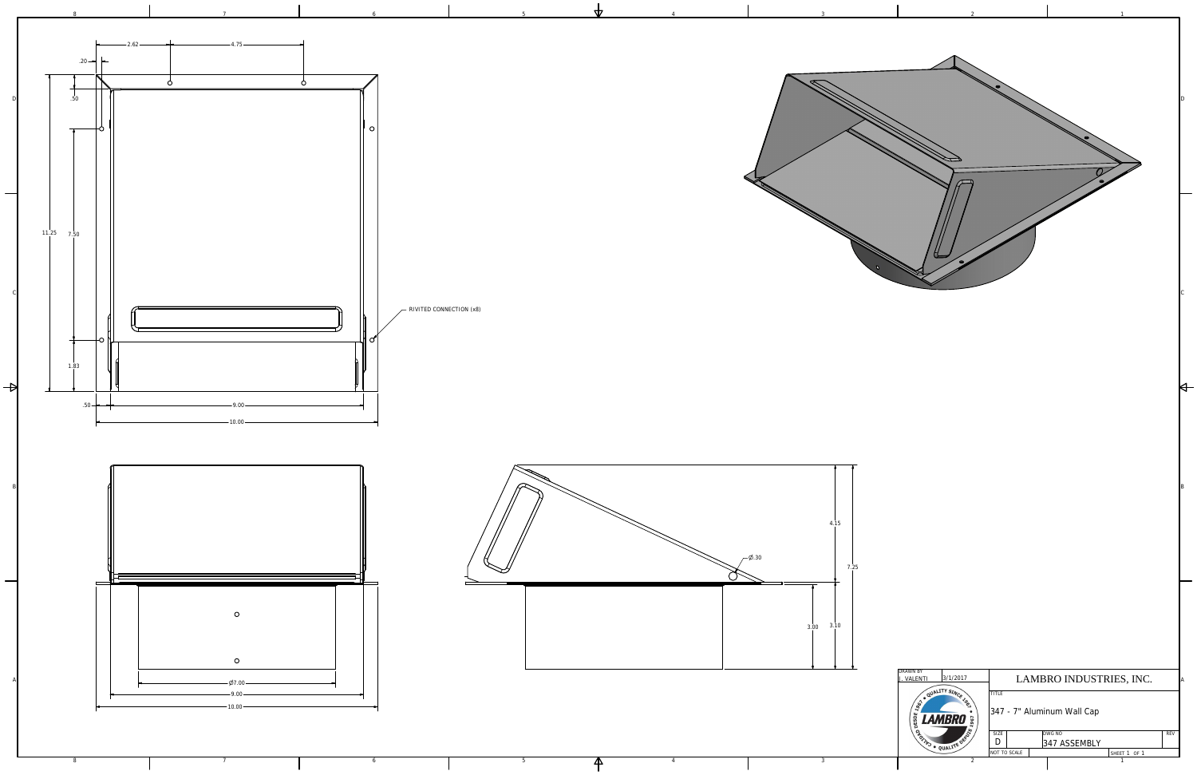RIVITED CONNECTION (x8)

2.62 4.75 .20 .50 11.25 7.50 1.83 .50 9.00 10.00

Ø.30 4.15 7.25 3.00 3.10

Ø7.00 9.00 10.00

| DRAWN BY | | LAMBRO INDUSTRIES, INC. | | |
|---|---|---|---|---|
| J. VALENTI | 3/1/2017 | TITLE 347 - 7" Aluminum Wall Cap | | |
| | | SIZE D | DWG NO 347 ASSEMBLY | REV |
| | | NOT TO SCALE | | SHEET 1 OF 1 |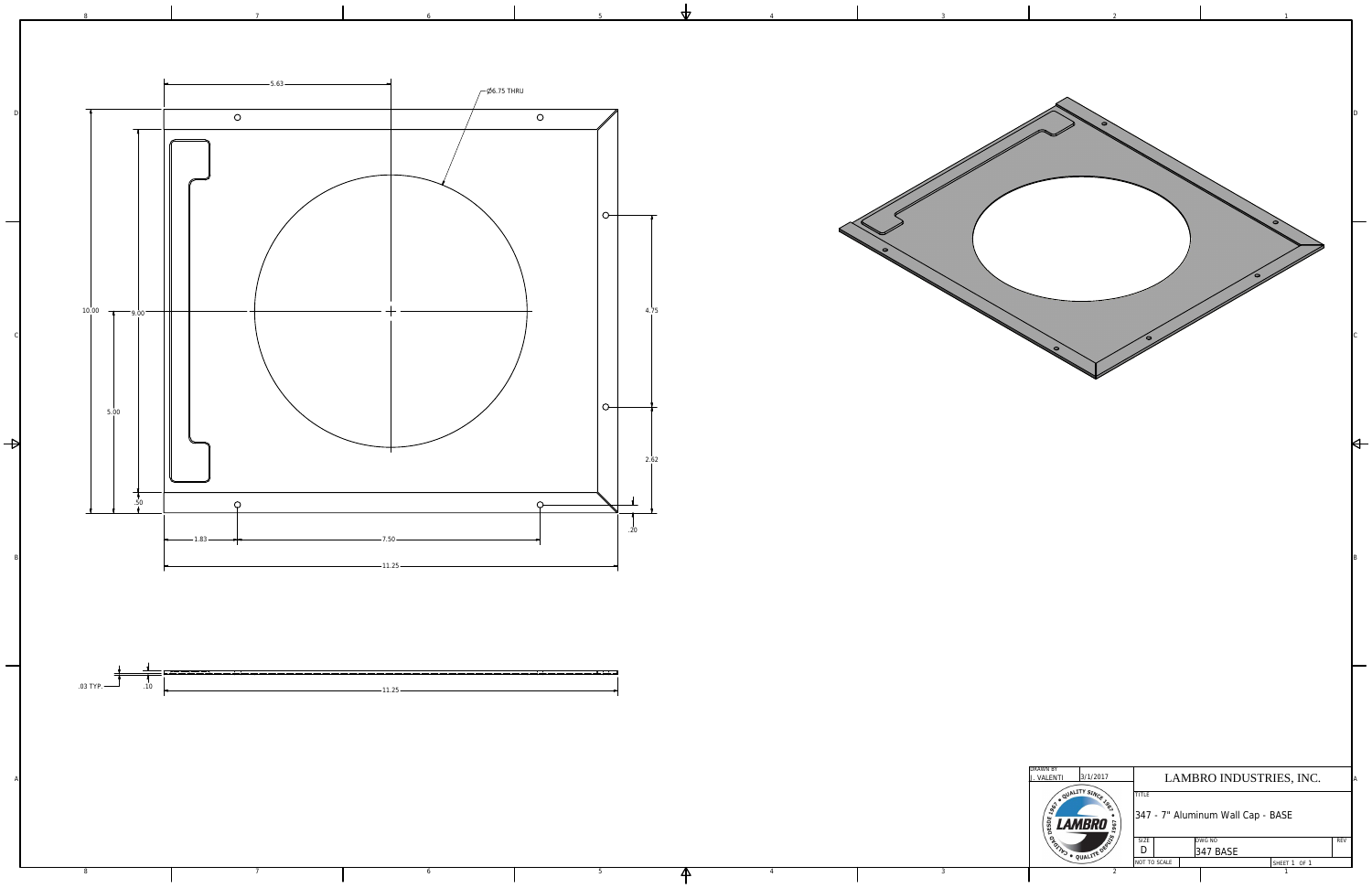5.63

Ø6.75 THRU

10.00

9.00

5.00

.50

4.75

2.62

.20

1.83

7.50

11.25

.03 TYP.

.10

11.25

| DRAWN BY | | LAMBRO INDUSTRIES, INC. | | |
|---|---|---|---|---|
| J. VALENTI | 3/1/2017 | TITLE | | |
| | | 347 - 7" Aluminum Wall Cap - BASE | | |
| | | SIZE | DWG NO | REV |
| | | D | 347 BASE | |
| | | NOT TO SCALE | | SHEET 1 OF 1 |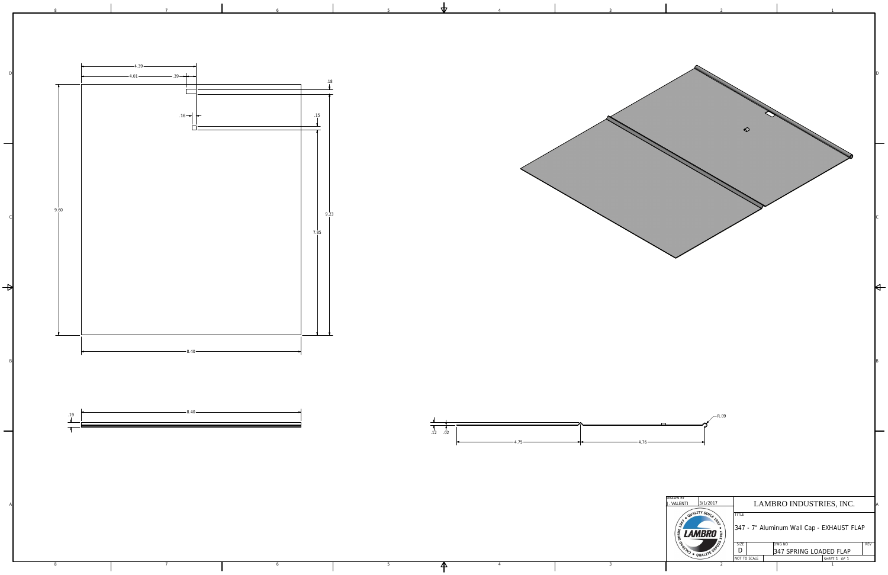4.39

4.01

.39

.18

.16

.15

9.60

9.23

7.85

8.40

.19

8.40

.12 .02

4.75

4.76

R.09

| DRAWN BY | | LAMBRO INDUSTRIES, INC. | | |
|---|---|---|---|---|
| J. VALENTI | 3/1/2017 | TITLE 347 - 7" Aluminum Wall Cap - EXHAUST FLAP | | |
| | | SIZE D | DWG NO 347 SPRING LOADED FLAP | REV |
| | | NOT TO SCALE | SHEET 1 OF 1 | |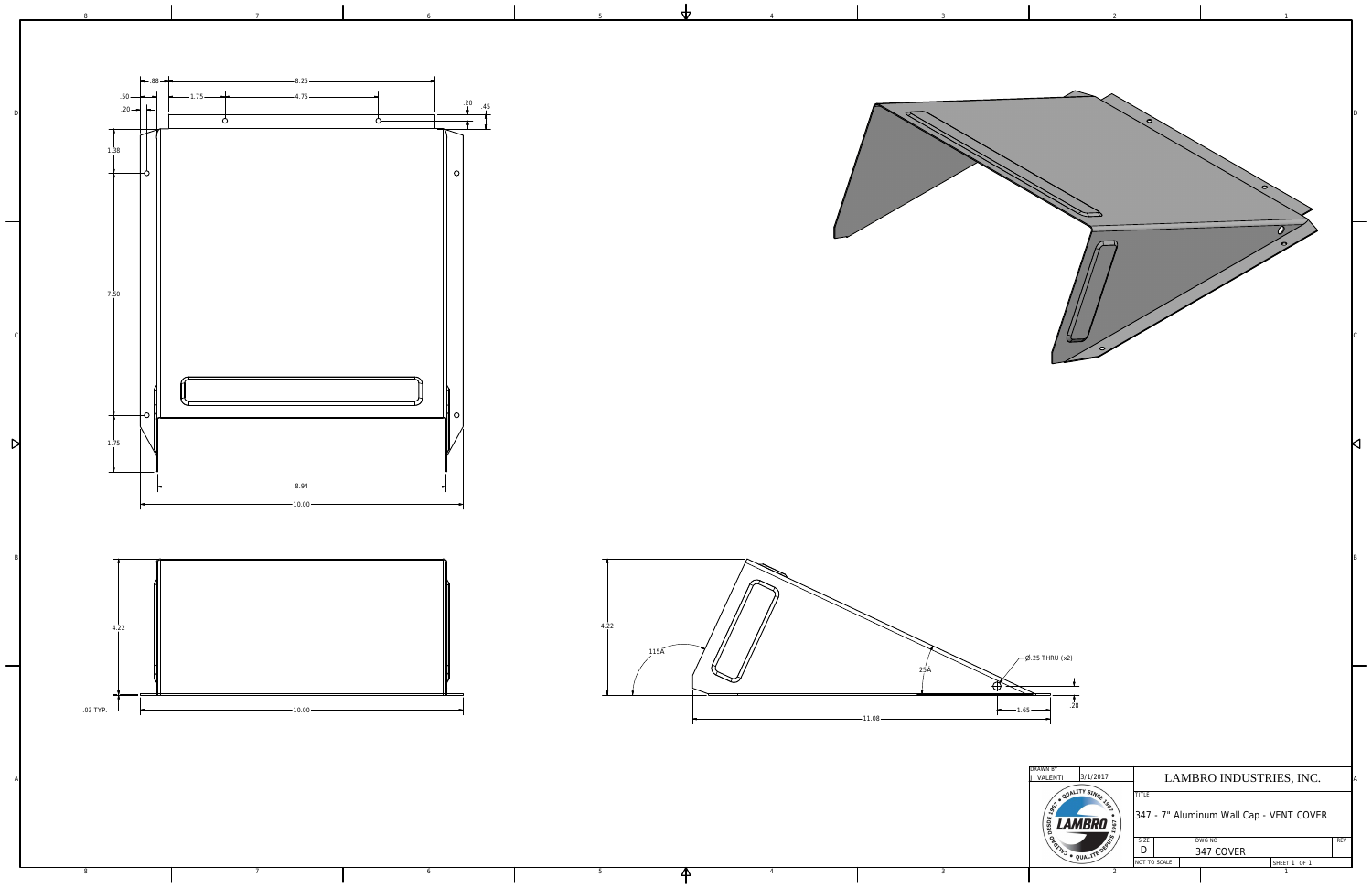.88 — 8.25

.50 — 1.75 — 4.75

.20

.20 .45

1.38

7.50

1.75

8.94

10.00

4.22

.03 TYP.

10.00

4.22

115°

25°

Ø.25 THRU (x2)

11.08

1.65

.28

| | | |
|---|---|---|
| DRAWN BY<br>J. VALENTI | 3/1/2017 | LAMBRO INDUSTRIES, INC. |
| | | TITLE<br>347 - 7" Aluminum Wall Cap - VENT COVER |
| | | SIZE: D · DWG NO: 347 COVER · REV |
| | | NOT TO SCALE · SHEET 1 OF 1 |